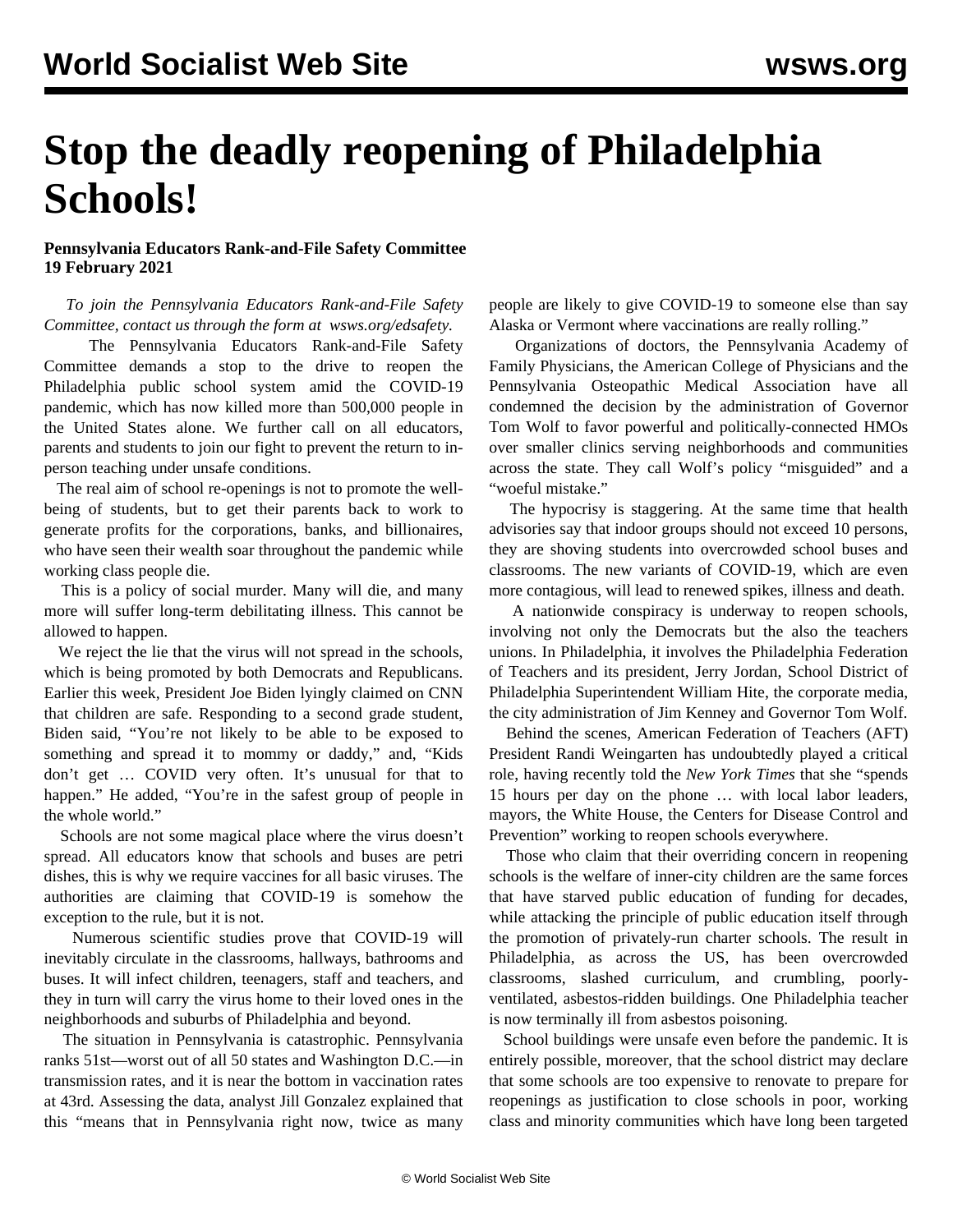# Stop the deadly reopening of Philadelphia Schools!

**Pennsylvania Educators Rank-and-File Safety Committee**
**19 February 2021**

*To join the Pennsylvania Educators Rank-and-File Safety Committee, contact us through the form at wsws.org/edsafety.*

The Pennsylvania Educators Rank-and-File Safety Committee demands a stop to the drive to reopen the Philadelphia public school system amid the COVID-19 pandemic, which has now killed more than 500,000 people in the United States alone. We further call on all educators, parents and students to join our fight to prevent the return to in-person teaching under unsafe conditions.

The real aim of school re-openings is not to promote the well-being of students, but to get their parents back to work to generate profits for the corporations, banks, and billionaires, who have seen their wealth soar throughout the pandemic while working class people die.

This is a policy of social murder. Many will die, and many more will suffer long-term debilitating illness. This cannot be allowed to happen.

We reject the lie that the virus will not spread in the schools, which is being promoted by both Democrats and Republicans. Earlier this week, President Joe Biden lyingly claimed on CNN that children are safe. Responding to a second grade student, Biden said, "You're not likely to be able to be exposed to something and spread it to mommy or daddy," and, "Kids don't get … COVID very often. It's unusual for that to happen." He added, "You're in the safest group of people in the whole world."

Schools are not some magical place where the virus doesn't spread. All educators know that schools and buses are petri dishes, this is why we require vaccines for all basic viruses. The authorities are claiming that COVID-19 is somehow the exception to the rule, but it is not.

Numerous scientific studies prove that COVID-19 will inevitably circulate in the classrooms, hallways, bathrooms and buses. It will infect children, teenagers, staff and teachers, and they in turn will carry the virus home to their loved ones in the neighborhoods and suburbs of Philadelphia and beyond.

The situation in Pennsylvania is catastrophic. Pennsylvania ranks 51st—worst out of all 50 states and Washington D.C.—in transmission rates, and it is near the bottom in vaccination rates at 43rd. Assessing the data, analyst Jill Gonzalez explained that this "means that in Pennsylvania right now, twice as many people are likely to give COVID-19 to someone else than say Alaska or Vermont where vaccinations are really rolling."

Organizations of doctors, the Pennsylvania Academy of Family Physicians, the American College of Physicians and the Pennsylvania Osteopathic Medical Association have all condemned the decision by the administration of Governor Tom Wolf to favor powerful and politically-connected HMOs over smaller clinics serving neighborhoods and communities across the state. They call Wolf's policy "misguided" and a "woeful mistake."

The hypocrisy is staggering. At the same time that health advisories say that indoor groups should not exceed 10 persons, they are shoving students into overcrowded school buses and classrooms. The new variants of COVID-19, which are even more contagious, will lead to renewed spikes, illness and death.

A nationwide conspiracy is underway to reopen schools, involving not only the Democrats but the also the teachers unions. In Philadelphia, it involves the Philadelphia Federation of Teachers and its president, Jerry Jordan, School District of Philadelphia Superintendent William Hite, the corporate media, the city administration of Jim Kenney and Governor Tom Wolf.

Behind the scenes, American Federation of Teachers (AFT) President Randi Weingarten has undoubtedly played a critical role, having recently told the *New York Times* that she "spends 15 hours per day on the phone … with local labor leaders, mayors, the White House, the Centers for Disease Control and Prevention" working to reopen schools everywhere.

Those who claim that their overriding concern in reopening schools is the welfare of inner-city children are the same forces that have starved public education of funding for decades, while attacking the principle of public education itself through the promotion of privately-run charter schools. The result in Philadelphia, as across the US, has been overcrowded classrooms, slashed curriculum, and crumbling, poorly-ventilated, asbestos-ridden buildings. One Philadelphia teacher is now terminally ill from asbestos poisoning.

School buildings were unsafe even before the pandemic. It is entirely possible, moreover, that the school district may declare that some schools are too expensive to renovate to prepare for reopenings as justification to close schools in poor, working class and minority communities which have long been targeted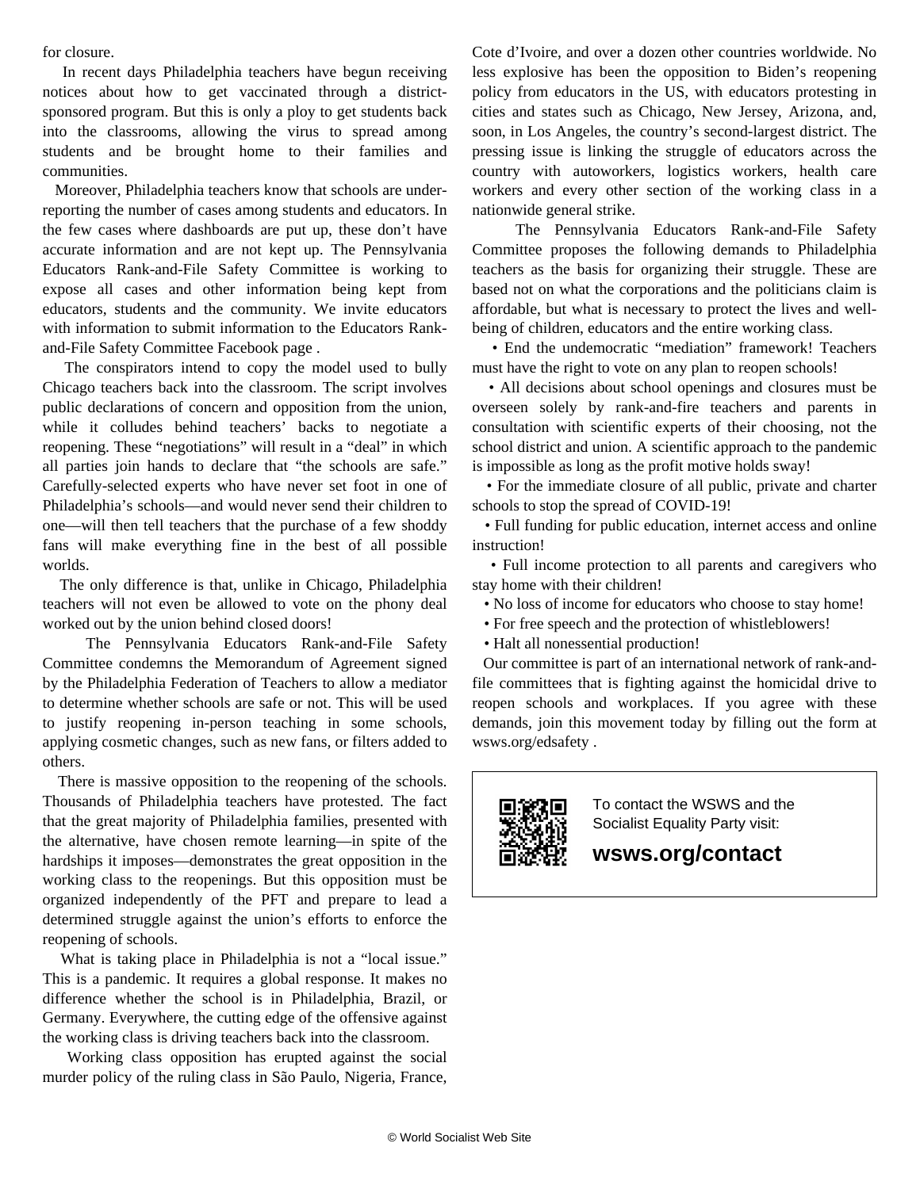for closure.

In recent days Philadelphia teachers have begun receiving notices about how to get vaccinated through a district-sponsored program. But this is only a ploy to get students back into the classrooms, allowing the virus to spread among students and be brought home to their families and communities.

Moreover, Philadelphia teachers know that schools are under-reporting the number of cases among students and educators. In the few cases where dashboards are put up, these don't have accurate information and are not kept up. The Pennsylvania Educators Rank-and-File Safety Committee is working to expose all cases and other information being kept from educators, students and the community. We invite educators with information to submit information to the Educators Rank-and-File Safety Committee Facebook page .

The conspirators intend to copy the model used to bully Chicago teachers back into the classroom. The script involves public declarations of concern and opposition from the union, while it colludes behind teachers' backs to negotiate a reopening. These "negotiations" will result in a "deal" in which all parties join hands to declare that "the schools are safe." Carefully-selected experts who have never set foot in one of Philadelphia's schools—and would never send their children to one—will then tell teachers that the purchase of a few shoddy fans will make everything fine in the best of all possible worlds.

The only difference is that, unlike in Chicago, Philadelphia teachers will not even be allowed to vote on the phony deal worked out by the union behind closed doors!

The Pennsylvania Educators Rank-and-File Safety Committee condemns the Memorandum of Agreement signed by the Philadelphia Federation of Teachers to allow a mediator to determine whether schools are safe or not. This will be used to justify reopening in-person teaching in some schools, applying cosmetic changes, such as new fans, or filters added to others.

There is massive opposition to the reopening of the schools. Thousands of Philadelphia teachers have protested. The fact that the great majority of Philadelphia families, presented with the alternative, have chosen remote learning—in spite of the hardships it imposes—demonstrates the great opposition in the working class to the reopenings. But this opposition must be organized independently of the PFT and prepare to lead a determined struggle against the union's efforts to enforce the reopening of schools.

What is taking place in Philadelphia is not a "local issue." This is a pandemic. It requires a global response. It makes no difference whether the school is in Philadelphia, Brazil, or Germany. Everywhere, the cutting edge of the offensive against the working class is driving teachers back into the classroom.

Working class opposition has erupted against the social murder policy of the ruling class in São Paulo, Nigeria, France, Cote d'Ivoire, and over a dozen other countries worldwide. No less explosive has been the opposition to Biden's reopening policy from educators in the US, with educators protesting in cities and states such as Chicago, New Jersey, Arizona, and, soon, in Los Angeles, the country's second-largest district. The pressing issue is linking the struggle of educators across the country with autoworkers, logistics workers, health care workers and every other section of the working class in a nationwide general strike.

The Pennsylvania Educators Rank-and-File Safety Committee proposes the following demands to Philadelphia teachers as the basis for organizing their struggle. These are based not on what the corporations and the politicians claim is affordable, but what is necessary to protect the lives and well-being of children, educators and the entire working class.

- End the undemocratic "mediation" framework! Teachers must have the right to vote on any plan to reopen schools!
- All decisions about school openings and closures must be overseen solely by rank-and-fire teachers and parents in consultation with scientific experts of their choosing, not the school district and union. A scientific approach to the pandemic is impossible as long as the profit motive holds sway!
- For the immediate closure of all public, private and charter schools to stop the spread of COVID-19!
- Full funding for public education, internet access and online instruction!
- Full income protection to all parents and caregivers who stay home with their children!
- No loss of income for educators who choose to stay home!
- For free speech and the protection of whistleblowers!
- Halt all nonessential production!

Our committee is part of an international network of rank-and-file committees that is fighting against the homicidal drive to reopen schools and workplaces. If you agree with these demands, join this movement today by filling out the form at wsws.org/edsafety .

To contact the WSWS and the Socialist Equality Party visit:

**wsws.org/contact**